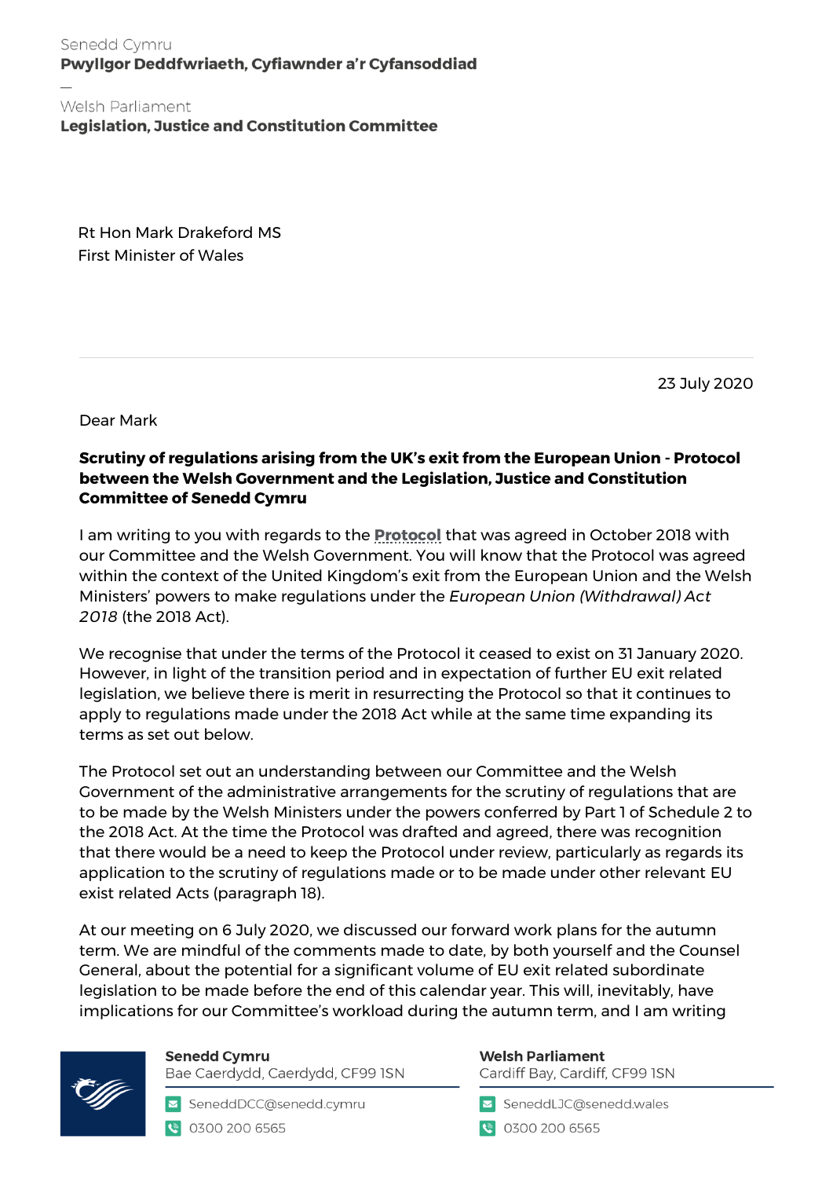Senedd Cymru
**Pwyllgor Deddfwriaeth, Cyfiawnder a'r Cyfansoddiad**

—

Welsh Parliament
**Legislation, Justice and Constitution Committee**

Rt Hon Mark Drakeford MS
First Minister of Wales

23 July 2020

Dear Mark

**Scrutiny of regulations arising from the UK's exit from the European Union - Protocol between the Welsh Government and the Legislation, Justice and Constitution Committee of Senedd Cymru**

I am writing to you with regards to the **Protocol** that was agreed in October 2018 with our Committee and the Welsh Government. You will know that the Protocol was agreed within the context of the United Kingdom's exit from the European Union and the Welsh Ministers' powers to make regulations under the *European Union (Withdrawal) Act 2018* (the 2018 Act).

We recognise that under the terms of the Protocol it ceased to exist on 31 January 2020. However, in light of the transition period and in expectation of further EU exit related legislation, we believe there is merit in resurrecting the Protocol so that it continues to apply to regulations made under the 2018 Act while at the same time expanding its terms as set out below.

The Protocol set out an understanding between our Committee and the Welsh Government of the administrative arrangements for the scrutiny of regulations that are to be made by the Welsh Ministers under the powers conferred by Part 1 of Schedule 2 to the 2018 Act. At the time the Protocol was drafted and agreed, there was recognition that there would be a need to keep the Protocol under review, particularly as regards its application to the scrutiny of regulations made or to be made under other relevant EU exist related Acts (paragraph 18).

At our meeting on 6 July 2020, we discussed our forward work plans for the autumn term. We are mindful of the comments made to date, by both yourself and the Counsel General, about the potential for a significant volume of EU exit related subordinate legislation to be made before the end of this calendar year. This will, inevitably, have implications for our Committee's workload during the autumn term, and I am writing

Senedd Cymru
Bae Caerdydd, Caerdydd, CF99 1SN
SeneddDCC@senedd.cymru
0300 200 6565

Welsh Parliament
Cardiff Bay, Cardiff, CF99 1SN
SeneddLJC@senedd.wales
0300 200 6565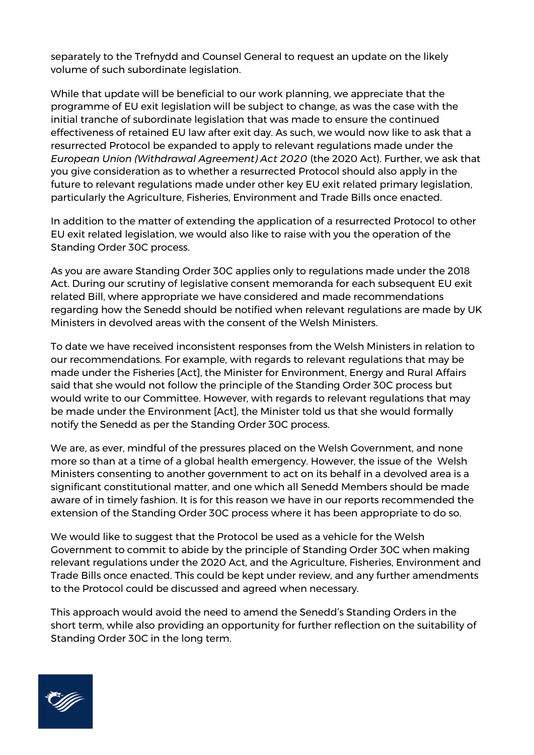separately to the Trefnydd and Counsel General to request an update on the likely volume of such subordinate legislation.

While that update will be beneficial to our work planning, we appreciate that the programme of EU exit legislation will be subject to change, as was the case with the initial tranche of subordinate legislation that was made to ensure the continued effectiveness of retained EU law after exit day. As such, we would now like to ask that a resurrected Protocol be expanded to apply to relevant regulations made under the *European Union (Withdrawal Agreement) Act 2020* (the 2020 Act). Further, we ask that you give consideration as to whether a resurrected Protocol should also apply in the future to relevant regulations made under other key EU exit related primary legislation, particularly the Agriculture, Fisheries, Environment and Trade Bills once enacted.

In addition to the matter of extending the application of a resurrected Protocol to other EU exit related legislation, we would also like to raise with you the operation of the Standing Order 30C process.

As you are aware Standing Order 30C applies only to regulations made under the 2018 Act. During our scrutiny of legislative consent memoranda for each subsequent EU exit related Bill, where appropriate we have considered and made recommendations regarding how the Senedd should be notified when relevant regulations are made by UK Ministers in devolved areas with the consent of the Welsh Ministers.

To date we have received inconsistent responses from the Welsh Ministers in relation to our recommendations. For example, with regards to relevant regulations that may be made under the Fisheries [Act], the Minister for Environment, Energy and Rural Affairs said that she would not follow the principle of the Standing Order 30C process but would write to our Committee. However, with regards to relevant regulations that may be made under the Environment [Act], the Minister told us that she would formally notify the Senedd as per the Standing Order 30C process.

We are, as ever, mindful of the pressures placed on the Welsh Government, and none more so than at a time of a global health emergency. However, the issue of the Welsh Ministers consenting to another government to act on its behalf in a devolved area is a significant constitutional matter, and one which all Senedd Members should be made aware of in timely fashion. It is for this reason we have in our reports recommended the extension of the Standing Order 30C process where it has been appropriate to do so.

We would like to suggest that the Protocol be used as a vehicle for the Welsh Government to commit to abide by the principle of Standing Order 30C when making relevant regulations under the 2020 Act, and the Agriculture, Fisheries, Environment and Trade Bills once enacted. This could be kept under review, and any further amendments to the Protocol could be discussed and agreed when necessary.

This approach would avoid the need to amend the Senedd's Standing Orders in the short term, while also providing an opportunity for further reflection on the suitability of Standing Order 30C in the long term.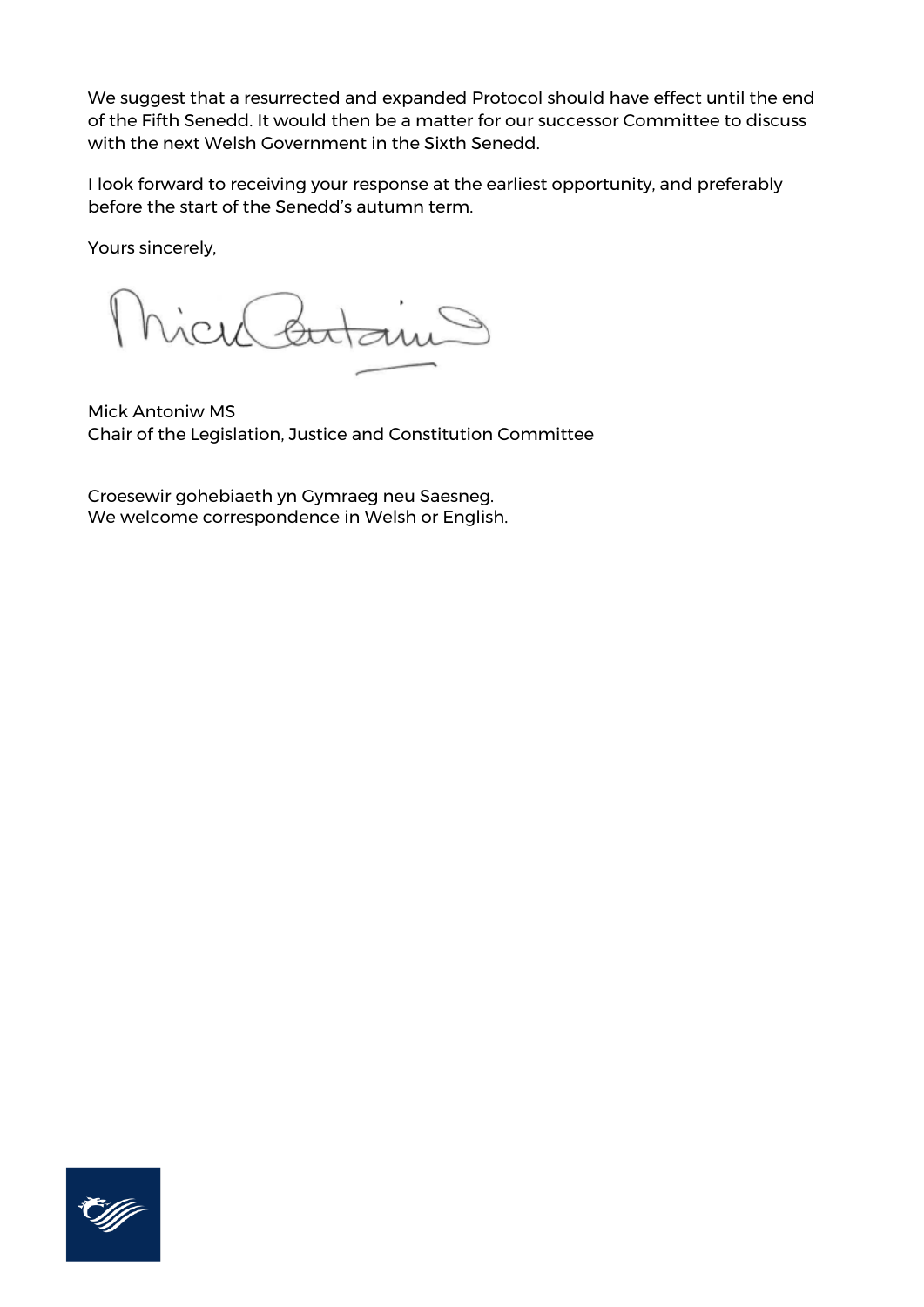We suggest that a resurrected and expanded Protocol should have effect until the end of the Fifth Senedd. It would then be a matter for our successor Committee to discuss with the next Welsh Government in the Sixth Senedd.

I look forward to receiving your response at the earliest opportunity, and preferably before the start of the Senedd's autumn term.

Yours sincerely,

Mick Antoniw MS
Chair of the Legislation, Justice and Constitution Committee

Croesewir gohebiaeth yn Gymraeg neu Saesneg.
We welcome correspondence in Welsh or English.